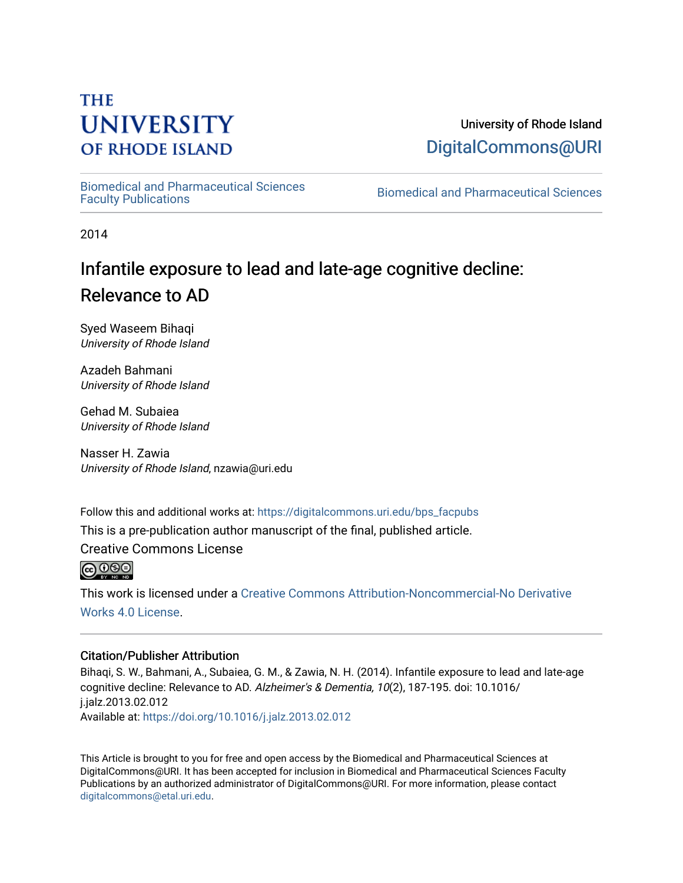THE UNIVERSITY OF RHODE ISLAND

University of Rhode Island
DigitalCommons@URI

Biomedical and Pharmaceutical Sciences Faculty Publications | Biomedical and Pharmaceutical Sciences

2014

# Infantile exposure to lead and late-age cognitive decline: Relevance to AD

Syed Waseem Bihaqi
*University of Rhode Island*

Azadeh Bahmani
*University of Rhode Island*

Gehad M. Subaiea
*University of Rhode Island*

Nasser H. Zawia
*University of Rhode Island*, nzawia@uri.edu

Follow this and additional works at: https://digitalcommons.uri.edu/bps_facpubs

This is a pre-publication author manuscript of the final, published article.

Creative Commons License

This work is licensed under a Creative Commons Attribution-Noncommercial-No Derivative Works 4.0 License.

### Citation/Publisher Attribution

Bihaqi, S. W., Bahmani, A., Subaiea, G. M., & Zawia, N. H. (2014). Infantile exposure to lead and late-age cognitive decline: Relevance to AD. *Alzheimer's & Dementia, 10*(2), 187-195. doi: 10.1016/j.jalz.2013.02.012

Available at: https://doi.org/10.1016/j.jalz.2013.02.012

This Article is brought to you for free and open access by the Biomedical and Pharmaceutical Sciences at DigitalCommons@URI. It has been accepted for inclusion in Biomedical and Pharmaceutical Sciences Faculty Publications by an authorized administrator of DigitalCommons@URI. For more information, please contact digitalcommons@etal.uri.edu.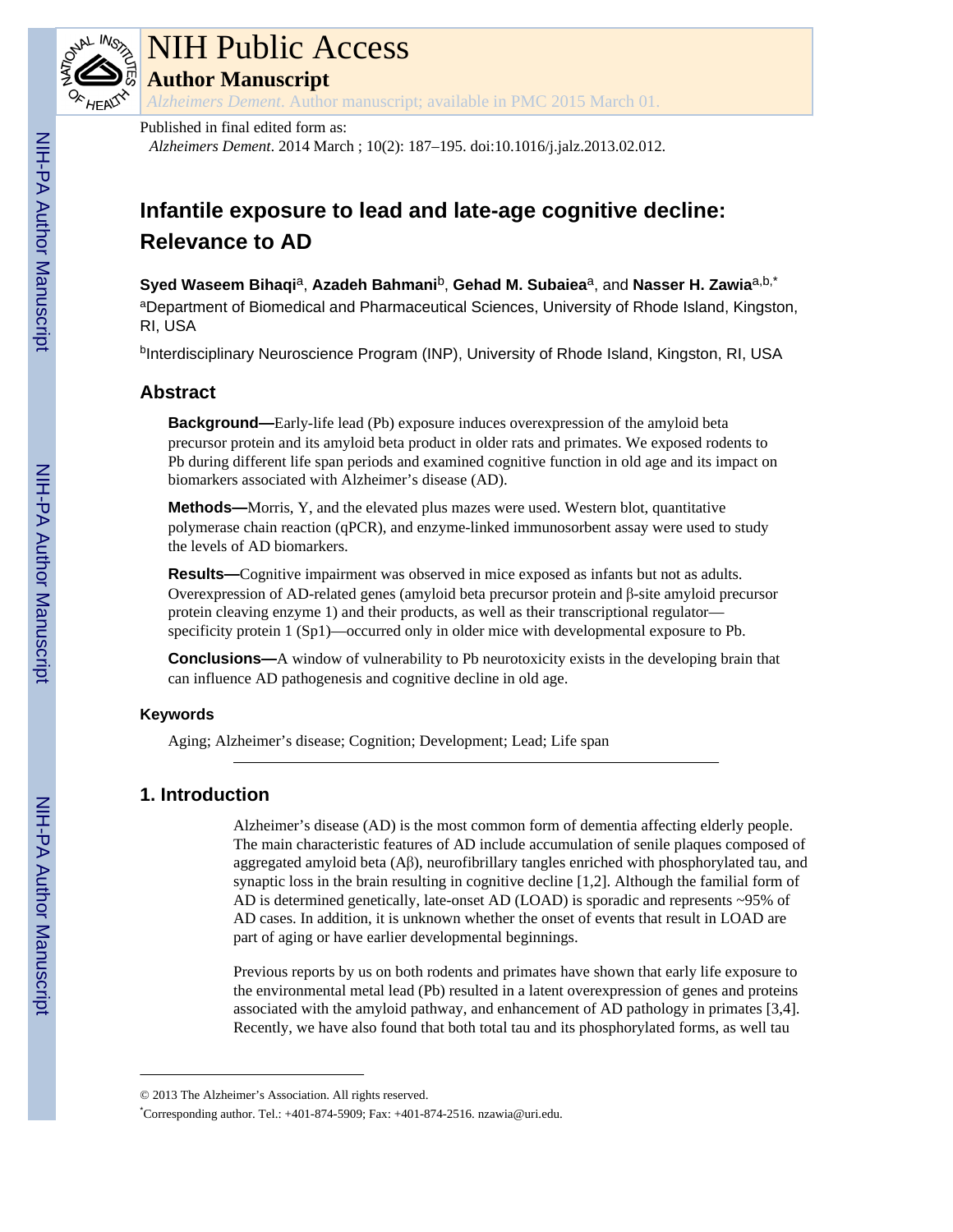# Infantile exposure to lead and late-age cognitive decline: Relevance to AD

**Syed Waseem Bihaqi**[a], **Azadeh Bahmani**[b], **Gehad M. Subaiea**[a], and **Nasser H. Zawia**[a,b,*]

[a]Department of Biomedical and Pharmaceutical Sciences, University of Rhode Island, Kingston, RI, USA

[b]Interdisciplinary Neuroscience Program (INP), University of Rhode Island, Kingston, RI, USA

## Abstract

**Background—**Early-life lead (Pb) exposure induces overexpression of the amyloid beta precursor protein and its amyloid beta product in older rats and primates. We exposed rodents to Pb during different life span periods and examined cognitive function in old age and its impact on biomarkers associated with Alzheimer's disease (AD).

**Methods—**Morris, Y, and the elevated plus mazes were used. Western blot, quantitative polymerase chain reaction (qPCR), and enzyme-linked immunosorbent assay were used to study the levels of AD biomarkers.

**Results—**Cognitive impairment was observed in mice exposed as infants but not as adults. Overexpression of AD-related genes (amyloid beta precursor protein and β-site amyloid precursor protein cleaving enzyme 1) and their products, as well as their transcriptional regulator—specificity protein 1 (Sp1)—occurred only in older mice with developmental exposure to Pb.

**Conclusions—**A window of vulnerability to Pb neurotoxicity exists in the developing brain that can influence AD pathogenesis and cognitive decline in old age.

### Keywords

Aging; Alzheimer's disease; Cognition; Development; Lead; Life span

## 1. Introduction

Alzheimer's disease (AD) is the most common form of dementia affecting elderly people. The main characteristic features of AD include accumulation of senile plaques composed of aggregated amyloid beta (Aβ), neurofibrillary tangles enriched with phosphorylated tau, and synaptic loss in the brain resulting in cognitive decline [1,2]. Although the familial form of AD is determined genetically, late-onset AD (LOAD) is sporadic and represents ~95% of AD cases. In addition, it is unknown whether the onset of events that result in LOAD are part of aging or have earlier developmental beginnings.

Previous reports by us on both rodents and primates have shown that early life exposure to the environmental metal lead (Pb) resulted in a latent overexpression of genes and proteins associated with the amyloid pathway, and enhancement of AD pathology in primates [3,4]. Recently, we have also found that both total tau and its phosphorylated forms, as well tau

© 2013 The Alzheimer's Association. All rights reserved.

*Corresponding author. Tel.: +401-874-5909; Fax: +401-874-2516. nzawia@uri.edu.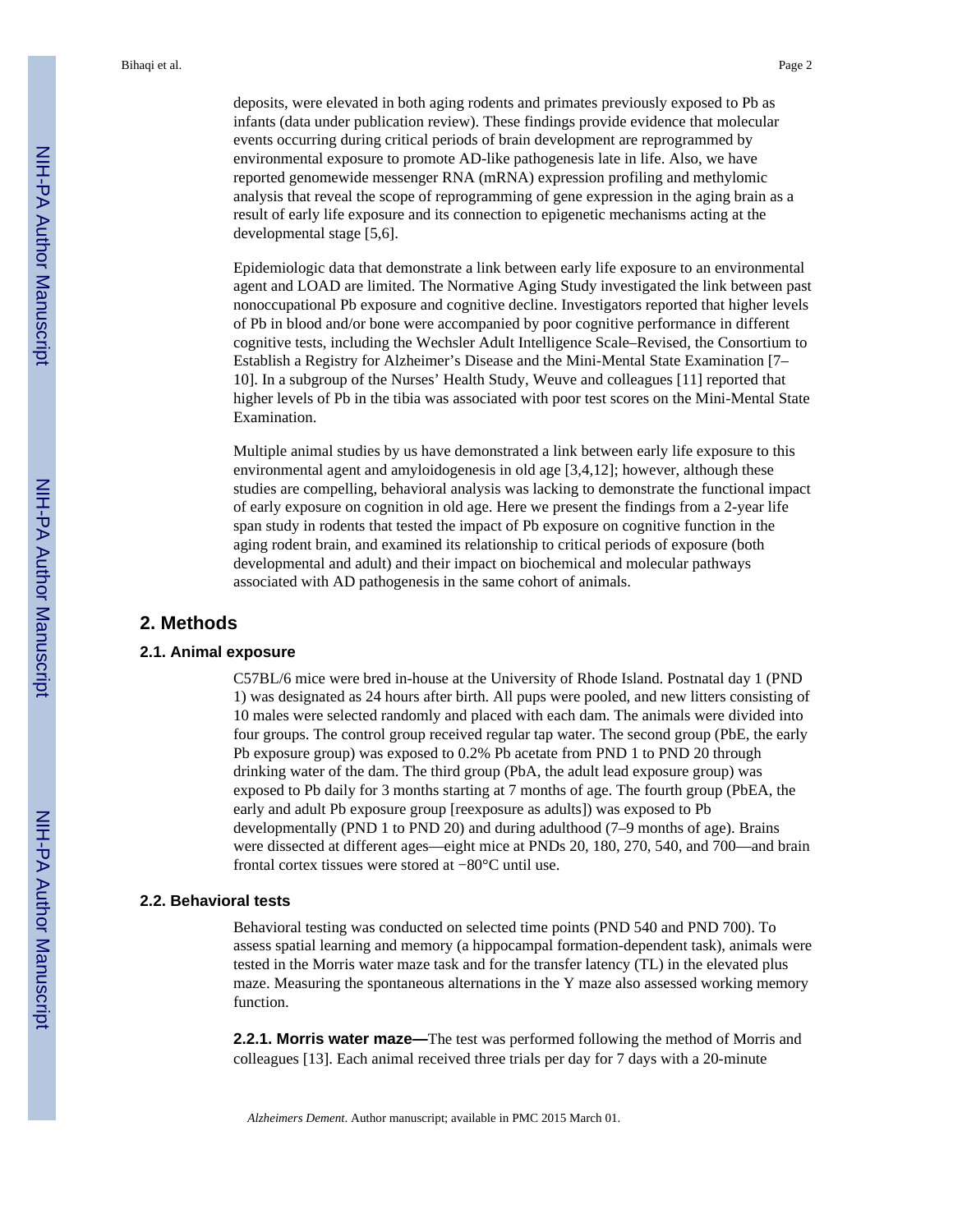deposits, were elevated in both aging rodents and primates previously exposed to Pb as infants (data under publication review). These findings provide evidence that molecular events occurring during critical periods of brain development are reprogrammed by environmental exposure to promote AD-like pathogenesis late in life. Also, we have reported genomewide messenger RNA (mRNA) expression profiling and methylomic analysis that reveal the scope of reprogramming of gene expression in the aging brain as a result of early life exposure and its connection to epigenetic mechanisms acting at the developmental stage [5,6].

Epidemiologic data that demonstrate a link between early life exposure to an environmental agent and LOAD are limited. The Normative Aging Study investigated the link between past nonoccupational Pb exposure and cognitive decline. Investigators reported that higher levels of Pb in blood and/or bone were accompanied by poor cognitive performance in different cognitive tests, including the Wechsler Adult Intelligence Scale–Revised, the Consortium to Establish a Registry for Alzheimer's Disease and the Mini-Mental State Examination [7–10]. In a subgroup of the Nurses' Health Study, Weuve and colleagues [11] reported that higher levels of Pb in the tibia was associated with poor test scores on the Mini-Mental State Examination.

Multiple animal studies by us have demonstrated a link between early life exposure to this environmental agent and amyloidogenesis in old age [3,4,12]; however, although these studies are compelling, behavioral analysis was lacking to demonstrate the functional impact of early exposure on cognition in old age. Here we present the findings from a 2-year life span study in rodents that tested the impact of Pb exposure on cognitive function in the aging rodent brain, and examined its relationship to critical periods of exposure (both developmental and adult) and their impact on biochemical and molecular pathways associated with AD pathogenesis in the same cohort of animals.

## 2. Methods

### 2.1. Animal exposure

C57BL/6 mice were bred in-house at the University of Rhode Island. Postnatal day 1 (PND 1) was designated as 24 hours after birth. All pups were pooled, and new litters consisting of 10 males were selected randomly and placed with each dam. The animals were divided into four groups. The control group received regular tap water. The second group (PbE, the early Pb exposure group) was exposed to 0.2% Pb acetate from PND 1 to PND 20 through drinking water of the dam. The third group (PbA, the adult lead exposure group) was exposed to Pb daily for 3 months starting at 7 months of age. The fourth group (PbEA, the early and adult Pb exposure group [reexposure as adults]) was exposed to Pb developmentally (PND 1 to PND 20) and during adulthood (7–9 months of age). Brains were dissected at different ages—eight mice at PNDs 20, 180, 270, 540, and 700—and brain frontal cortex tissues were stored at −80°C until use.

### 2.2. Behavioral tests

Behavioral testing was conducted on selected time points (PND 540 and PND 700). To assess spatial learning and memory (a hippocampal formation-dependent task), animals were tested in the Morris water maze task and for the transfer latency (TL) in the elevated plus maze. Measuring the spontaneous alternations in the Y maze also assessed working memory function.

**2.2.1. Morris water maze—**The test was performed following the method of Morris and colleagues [13]. Each animal received three trials per day for 7 days with a 20-minute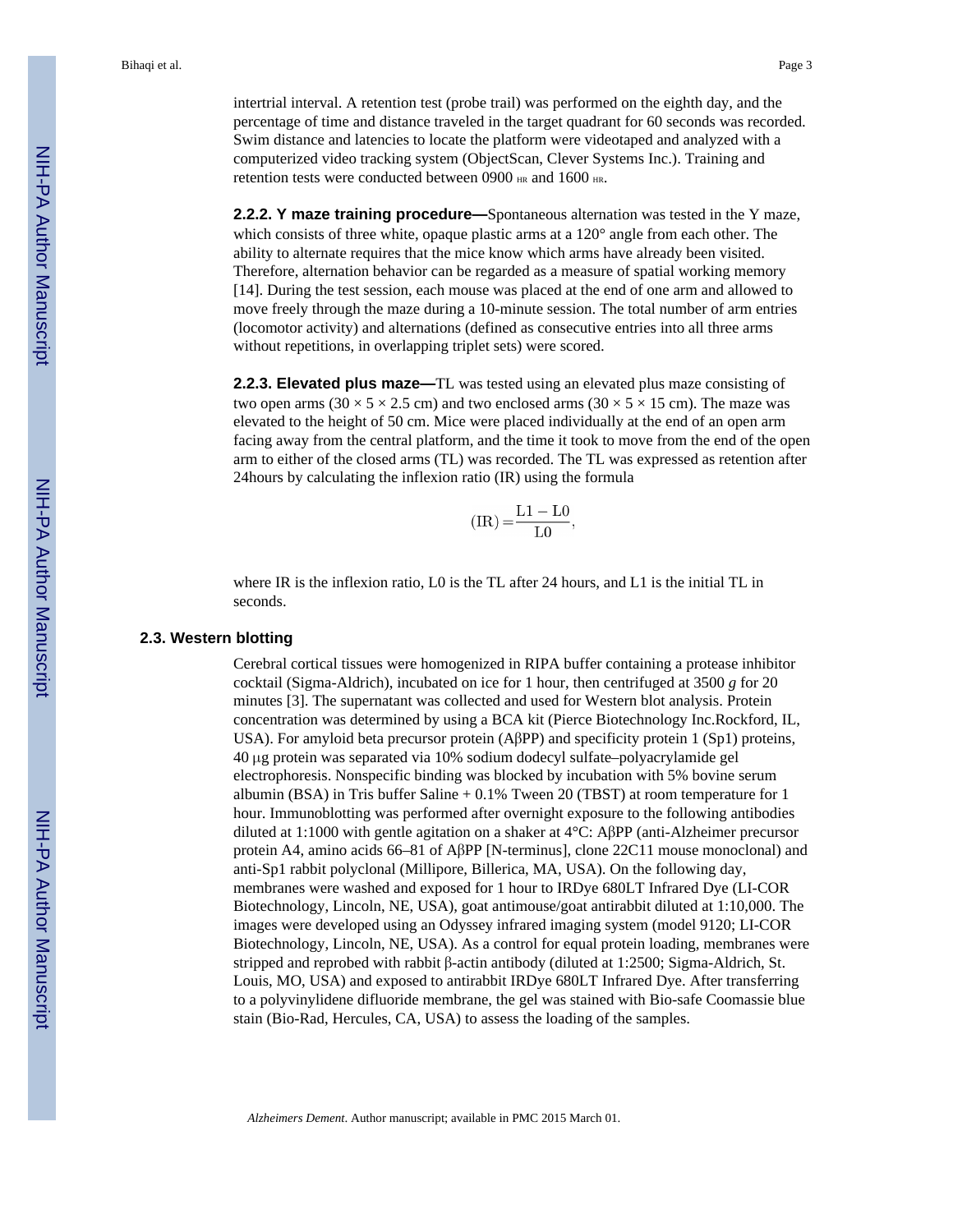intertrial interval. A retention test (probe trail) was performed on the eighth day, and the percentage of time and distance traveled in the target quadrant for 60 seconds was recorded. Swim distance and latencies to locate the platform were videotaped and analyzed with a computerized video tracking system (ObjectScan, Clever Systems Inc.). Training and retention tests were conducted between 0900 HR and 1600 HR.

**2.2.2. Y maze training procedure—**Spontaneous alternation was tested in the Y maze, which consists of three white, opaque plastic arms at a 120° angle from each other. The ability to alternate requires that the mice know which arms have already been visited. Therefore, alternation behavior can be regarded as a measure of spatial working memory [14]. During the test session, each mouse was placed at the end of one arm and allowed to move freely through the maze during a 10-minute session. The total number of arm entries (locomotor activity) and alternations (defined as consecutive entries into all three arms without repetitions, in overlapping triplet sets) were scored.

**2.2.3. Elevated plus maze—**TL was tested using an elevated plus maze consisting of two open arms (30 × 5 × 2.5 cm) and two enclosed arms (30 × 5 × 15 cm). The maze was elevated to the height of 50 cm. Mice were placed individually at the end of an open arm facing away from the central platform, and the time it took to move from the end of the open arm to either of the closed arms (TL) was recorded. The TL was expressed as retention after 24hours by calculating the inflexion ratio (IR) using the formula

$$(\mathrm{IR}) = \frac{\mathrm{L1} - \mathrm{L0}}{\mathrm{L0}},$$

where IR is the inflexion ratio, L0 is the TL after 24 hours, and L1 is the initial TL in seconds.

### 2.3. Western blotting

Cerebral cortical tissues were homogenized in RIPA buffer containing a protease inhibitor cocktail (Sigma-Aldrich), incubated on ice for 1 hour, then centrifuged at 3500 *g* for 20 minutes [3]. The supernatant was collected and used for Western blot analysis. Protein concentration was determined by using a BCA kit (Pierce Biotechnology Inc.Rockford, IL, USA). For amyloid beta precursor protein (AβPP) and specificity protein 1 (Sp1) proteins, 40 μg protein was separated via 10% sodium dodecyl sulfate–polyacrylamide gel electrophoresis. Nonspecific binding was blocked by incubation with 5% bovine serum albumin (BSA) in Tris buffer Saline + 0.1% Tween 20 (TBST) at room temperature for 1 hour. Immunoblotting was performed after overnight exposure to the following antibodies diluted at 1:1000 with gentle agitation on a shaker at 4°C: AβPP (anti-Alzheimer precursor protein A4, amino acids 66–81 of AβPP [N-terminus], clone 22C11 mouse monoclonal) and anti-Sp1 rabbit polyclonal (Millipore, Billerica, MA, USA). On the following day, membranes were washed and exposed for 1 hour to IRDye 680LT Infrared Dye (LI-COR Biotechnology, Lincoln, NE, USA), goat antimouse/goat antirabbit diluted at 1:10,000. The images were developed using an Odyssey infrared imaging system (model 9120; LI-COR Biotechnology, Lincoln, NE, USA). As a control for equal protein loading, membranes were stripped and reprobed with rabbit β-actin antibody (diluted at 1:2500; Sigma-Aldrich, St. Louis, MO, USA) and exposed to antirabbit IRDye 680LT Infrared Dye. After transferring to a polyvinylidene difluoride membrane, the gel was stained with Bio-safe Coomassie blue stain (Bio-Rad, Hercules, CA, USA) to assess the loading of the samples.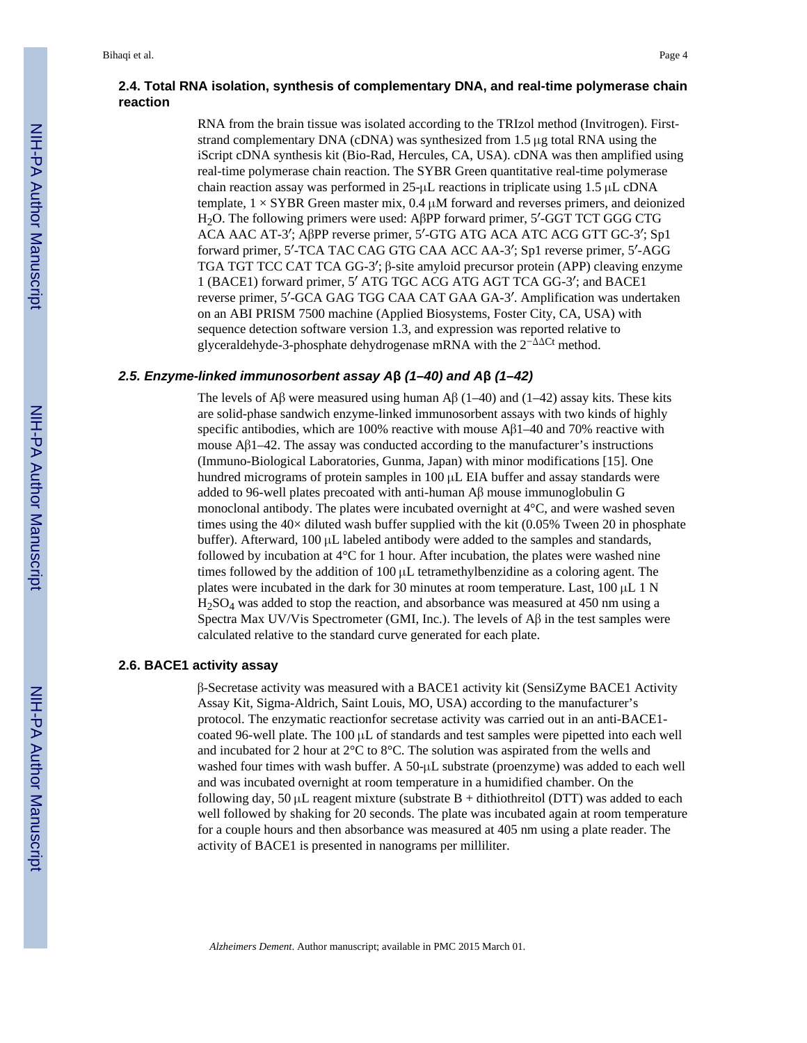### 2.4. Total RNA isolation, synthesis of complementary DNA, and real-time polymerase chain reaction

RNA from the brain tissue was isolated according to the TRIzol method (Invitrogen). First-strand complementary DNA (cDNA) was synthesized from 1.5 μg total RNA using the iScript cDNA synthesis kit (Bio-Rad, Hercules, CA, USA). cDNA was then amplified using real-time polymerase chain reaction. The SYBR Green quantitative real-time polymerase chain reaction assay was performed in 25-μL reactions in triplicate using 1.5 μL cDNA template, 1 × SYBR Green master mix, 0.4 μM forward and reverses primers, and deionized $H_2O$. The following primers were used: AβPP forward primer, 5′-GGT TCT GGG CTG ACA AAC AT-3′; AβPP reverse primer, 5′-GTG ATG ACA ATC ACG GTT GC-3′; Sp1 forward primer, 5′-TCA TAC CAG GTG CAA ACC AA-3′; Sp1 reverse primer, 5′-AGG TGA TGT TCC CAT TCA GG-3′; β-site amyloid precursor protein (APP) cleaving enzyme 1 (BACE1) forward primer, 5′ ATG TGC ACG ATG AGT TCA GG-3′; and BACE1 reverse primer, 5′-GCA GAG TGG CAA CAT GAA GA-3′. Amplification was undertaken on an ABI PRISM 7500 machine (Applied Biosystems, Foster City, CA, USA) with sequence detection software version 1.3, and expression was reported relative to glyceraldehyde-3-phosphate dehydrogenase mRNA with the $2^{-\Delta\Delta Ct}$ method.

### *2.5. Enzyme-linked immunosorbent assay Aβ (1–40) and Aβ (1–42)*

The levels of Aβ were measured using human Aβ (1–40) and (1–42) assay kits. These kits are solid-phase sandwich enzyme-linked immunosorbent assays with two kinds of highly specific antibodies, which are 100% reactive with mouse Aβ1–40 and 70% reactive with mouse Aβ1–42. The assay was conducted according to the manufacturer's instructions (Immuno-Biological Laboratories, Gunma, Japan) with minor modifications [15]. One hundred micrograms of protein samples in 100 μL EIA buffer and assay standards were added to 96-well plates precoated with anti-human Aβ mouse immunoglobulin G monoclonal antibody. The plates were incubated overnight at 4°C, and were washed seven times using the 40× diluted wash buffer supplied with the kit (0.05% Tween 20 in phosphate buffer). Afterward, 100 μL labeled antibody were added to the samples and standards, followed by incubation at 4°C for 1 hour. After incubation, the plates were washed nine times followed by the addition of 100 μL tetramethylbenzidine as a coloring agent. The plates were incubated in the dark for 30 minutes at room temperature. Last, 100 μL 1 N $H_2SO_4$ was added to stop the reaction, and absorbance was measured at 450 nm using a Spectra Max UV/Vis Spectrometer (GMI, Inc.). The levels of Aβ in the test samples were calculated relative to the standard curve generated for each plate.

### 2.6. BACE1 activity assay

β-Secretase activity was measured with a BACE1 activity kit (SensiZyme BACE1 Activity Assay Kit, Sigma-Aldrich, Saint Louis, MO, USA) according to the manufacturer's protocol. The enzymatic reactionfor secretase activity was carried out in an anti-BACE1-coated 96-well plate. The 100 μL of standards and test samples were pipetted into each well and incubated for 2 hour at 2°C to 8°C. The solution was aspirated from the wells and washed four times with wash buffer. A 50-μL substrate (proenzyme) was added to each well and was incubated overnight at room temperature in a humidified chamber. On the following day, 50 μL reagent mixture (substrate B + dithiothreitol (DTT) was added to each well followed by shaking for 20 seconds. The plate was incubated again at room temperature for a couple hours and then absorbance was measured at 405 nm using a plate reader. The activity of BACE1 is presented in nanograms per milliliter.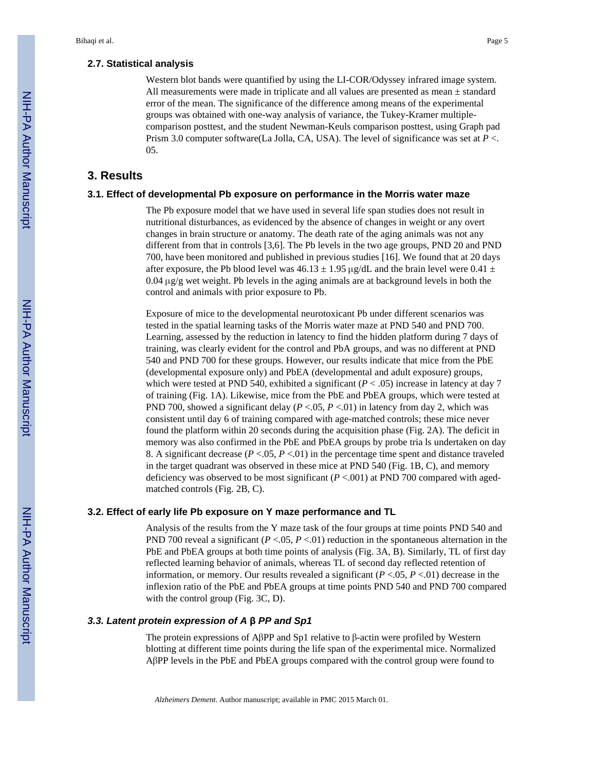### 2.7. Statistical analysis

Western blot bands were quantified by using the LI-COR/Odyssey infrared image system. All measurements were made in triplicate and all values are presented as mean ± standard error of the mean. The significance of the difference among means of the experimental groups was obtained with one-way analysis of variance, the Tukey-Kramer multiple-comparison posttest, and the student Newman-Keuls comparison posttest, using Graph pad Prism 3.0 computer software(La Jolla, CA, USA). The level of significance was set at $P <$. 05.

## 3. Results

### 3.1. Effect of developmental Pb exposure on performance in the Morris water maze

The Pb exposure model that we have used in several life span studies does not result in nutritional disturbances, as evidenced by the absence of changes in weight or any overt changes in brain structure or anatomy. The death rate of the aging animals was not any different from that in controls [3,6]. The Pb levels in the two age groups, PND 20 and PND 700, have been monitored and published in previous studies [16]. We found that at 20 days after exposure, the Pb blood level was $46.13 \pm 1.95$ μg/dL and the brain level were $0.41 \pm 0.04$ μg/g wet weight. Pb levels in the aging animals are at background levels in both the control and animals with prior exposure to Pb.

Exposure of mice to the developmental neurotoxicant Pb under different scenarios was tested in the spatial learning tasks of the Morris water maze at PND 540 and PND 700. Learning, assessed by the reduction in latency to find the hidden platform during 7 days of training, was clearly evident for the control and PbA groups, and was not different at PND 540 and PND 700 for these groups. However, our results indicate that mice from the PbE (developmental exposure only) and PbEA (developmental and adult exposure) groups, which were tested at PND 540, exhibited a significant ($P < .05$) increase in latency at day 7 of training (Fig. 1A). Likewise, mice from the PbE and PbEA groups, which were tested at PND 700, showed a significant delay ($P <.05$, $P <.01$) in latency from day 2, which was consistent until day 6 of training compared with age-matched controls; these mice never found the platform within 20 seconds during the acquisition phase (Fig. 2A). The deficit in memory was also confirmed in the PbE and PbEA groups by probe tria ls undertaken on day 8. A significant decrease ($P <.05$, $P <.01$) in the percentage time spent and distance traveled in the target quadrant was observed in these mice at PND 540 (Fig. 1B, C), and memory deficiency was observed to be most significant ($P <.001$) at PND 700 compared with aged-matched controls (Fig. 2B, C).

### 3.2. Effect of early life Pb exposure on Y maze performance and TL

Analysis of the results from the Y maze task of the four groups at time points PND 540 and PND 700 reveal a significant ($P <.05$, $P <.01$) reduction in the spontaneous alternation in the PbE and PbEA groups at both time points of analysis (Fig. 3A, B). Similarly, TL of first day reflected learning behavior of animals, whereas TL of second day reflected retention of information, or memory. Our results revealed a significant ($P <.05$, $P <.01$) decrease in the inflexion ratio of the PbE and PbEA groups at time points PND 540 and PND 700 compared with the control group (Fig. 3C, D).

### *3.3. Latent protein expression of A* β *PP and Sp1*

The protein expressions of AβPP and Sp1 relative to β-actin were profiled by Western blotting at different time points during the life span of the experimental mice. Normalized AβPP levels in the PbE and PbEA groups compared with the control group were found to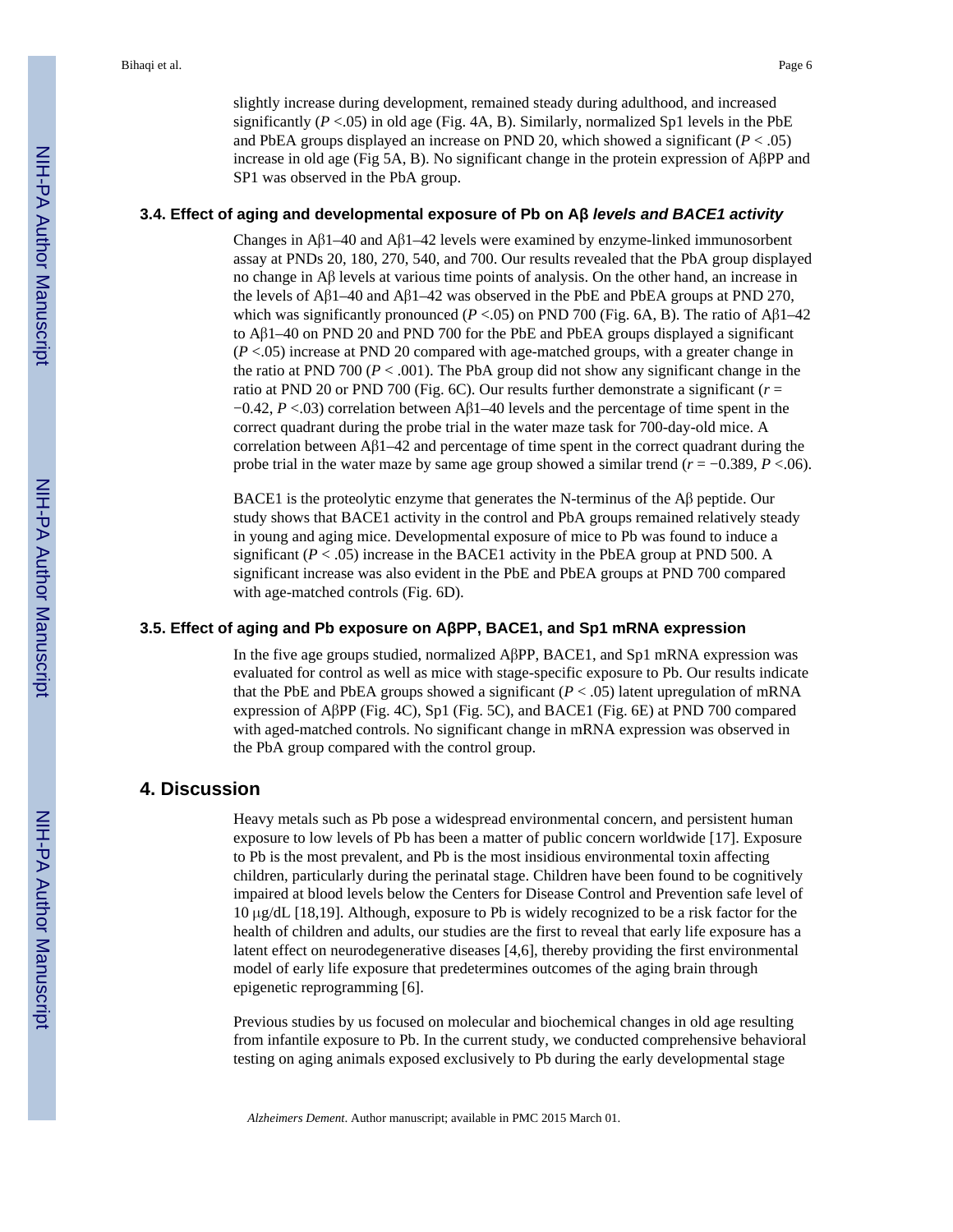slightly increase during development, remained steady during adulthood, and increased significantly ($P$ <.05) in old age (Fig. 4A, B). Similarly, normalized Sp1 levels in the PbE and PbEA groups displayed an increase on PND 20, which showed a significant ($P$ < .05) increase in old age (Fig 5A, B). No significant change in the protein expression of AβPP and SP1 was observed in the PbA group.

### 3.4. Effect of aging and developmental exposure of Pb on Aβ *levels and BACE1 activity*

Changes in Aβ1–40 and Aβ1–42 levels were examined by enzyme-linked immunosorbent assay at PNDs 20, 180, 270, 540, and 700. Our results revealed that the PbA group displayed no change in Aβ levels at various time points of analysis. On the other hand, an increase in the levels of Aβ1–40 and Aβ1–42 was observed in the PbE and PbEA groups at PND 270, which was significantly pronounced ($P$ <.05) on PND 700 (Fig. 6A, B). The ratio of Aβ1–42 to Aβ1–40 on PND 20 and PND 700 for the PbE and PbEA groups displayed a significant ($P$ <.05) increase at PND 20 compared with age-matched groups, with a greater change in the ratio at PND 700 ($P$ < .001). The PbA group did not show any significant change in the ratio at PND 20 or PND 700 (Fig. 6C). Our results further demonstrate a significant ($r$ = −0.42, $P$ <.03) correlation between Aβ1–40 levels and the percentage of time spent in the correct quadrant during the probe trial in the water maze task for 700-day-old mice. A correlation between Aβ1–42 and percentage of time spent in the correct quadrant during the probe trial in the water maze by same age group showed a similar trend ($r$ = −0.389, $P$ <.06).

BACE1 is the proteolytic enzyme that generates the N-terminus of the Aβ peptide. Our study shows that BACE1 activity in the control and PbA groups remained relatively steady in young and aging mice. Developmental exposure of mice to Pb was found to induce a significant ($P$ < .05) increase in the BACE1 activity in the PbEA group at PND 500. A significant increase was also evident in the PbE and PbEA groups at PND 700 compared with age-matched controls (Fig. 6D).

### 3.5. Effect of aging and Pb exposure on AβPP, BACE1, and Sp1 mRNA expression

In the five age groups studied, normalized AβPP, BACE1, and Sp1 mRNA expression was evaluated for control as well as mice with stage-specific exposure to Pb. Our results indicate that the PbE and PbEA groups showed a significant ($P$ < .05) latent upregulation of mRNA expression of AβPP (Fig. 4C), Sp1 (Fig. 5C), and BACE1 (Fig. 6E) at PND 700 compared with aged-matched controls. No significant change in mRNA expression was observed in the PbA group compared with the control group.

## 4. Discussion

Heavy metals such as Pb pose a widespread environmental concern, and persistent human exposure to low levels of Pb has been a matter of public concern worldwide [17]. Exposure to Pb is the most prevalent, and Pb is the most insidious environmental toxin affecting children, particularly during the perinatal stage. Children have been found to be cognitively impaired at blood levels below the Centers for Disease Control and Prevention safe level of 10 μg/dL [18,19]. Although, exposure to Pb is widely recognized to be a risk factor for the health of children and adults, our studies are the first to reveal that early life exposure has a latent effect on neurodegenerative diseases [4,6], thereby providing the first environmental model of early life exposure that predetermines outcomes of the aging brain through epigenetic reprogramming [6].

Previous studies by us focused on molecular and biochemical changes in old age resulting from infantile exposure to Pb. In the current study, we conducted comprehensive behavioral testing on aging animals exposed exclusively to Pb during the early developmental stage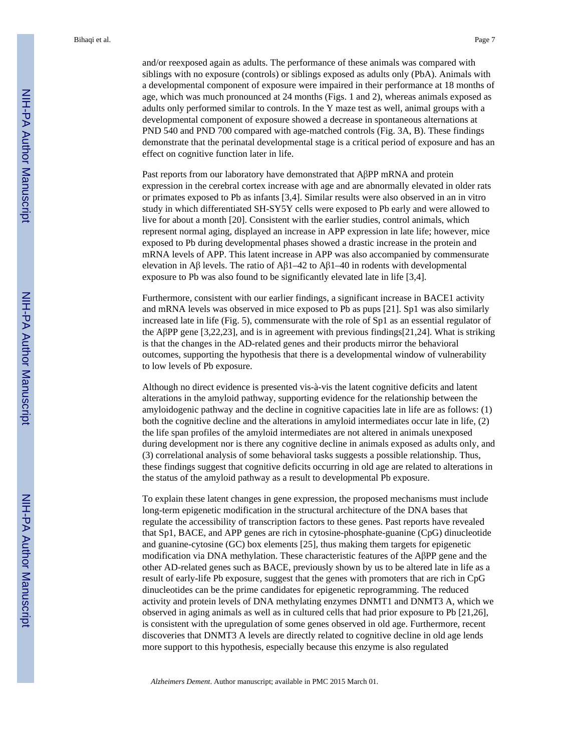and/or reexposed again as adults. The performance of these animals was compared with siblings with no exposure (controls) or siblings exposed as adults only (PbA). Animals with a developmental component of exposure were impaired in their performance at 18 months of age, which was much pronounced at 24 months (Figs. 1 and 2), whereas animals exposed as adults only performed similar to controls. In the Y maze test as well, animal groups with a developmental component of exposure showed a decrease in spontaneous alternations at PND 540 and PND 700 compared with age-matched controls (Fig. 3A, B). These findings demonstrate that the perinatal developmental stage is a critical period of exposure and has an effect on cognitive function later in life.

Past reports from our laboratory have demonstrated that AβPP mRNA and protein expression in the cerebral cortex increase with age and are abnormally elevated in older rats or primates exposed to Pb as infants [3,4]. Similar results were also observed in an in vitro study in which differentiated SH-SY5Y cells were exposed to Pb early and were allowed to live for about a month [20]. Consistent with the earlier studies, control animals, which represent normal aging, displayed an increase in APP expression in late life; however, mice exposed to Pb during developmental phases showed a drastic increase in the protein and mRNA levels of APP. This latent increase in APP was also accompanied by commensurate elevation in Aβ levels. The ratio of Aβ1–42 to Aβ1–40 in rodents with developmental exposure to Pb was also found to be significantly elevated late in life [3,4].

Furthermore, consistent with our earlier findings, a significant increase in BACE1 activity and mRNA levels was observed in mice exposed to Pb as pups [21]. Sp1 was also similarly increased late in life (Fig. 5), commensurate with the role of Sp1 as an essential regulator of the AβPP gene [3,22,23], and is in agreement with previous findings[21,24]. What is striking is that the changes in the AD-related genes and their products mirror the behavioral outcomes, supporting the hypothesis that there is a developmental window of vulnerability to low levels of Pb exposure.

Although no direct evidence is presented vis-à-vis the latent cognitive deficits and latent alterations in the amyloid pathway, supporting evidence for the relationship between the amyloidogenic pathway and the decline in cognitive capacities late in life are as follows: (1) both the cognitive decline and the alterations in amyloid intermediates occur late in life, (2) the life span profiles of the amyloid intermediates are not altered in animals unexposed during development nor is there any cognitive decline in animals exposed as adults only, and (3) correlational analysis of some behavioral tasks suggests a possible relationship. Thus, these findings suggest that cognitive deficits occurring in old age are related to alterations in the status of the amyloid pathway as a result to developmental Pb exposure.

To explain these latent changes in gene expression, the proposed mechanisms must include long-term epigenetic modification in the structural architecture of the DNA bases that regulate the accessibility of transcription factors to these genes. Past reports have revealed that Sp1, BACE, and APP genes are rich in cytosine-phosphate-guanine (CpG) dinucleotide and guanine-cytosine (GC) box elements [25], thus making them targets for epigenetic modification via DNA methylation. These characteristic features of the AβPP gene and the other AD-related genes such as BACE, previously shown by us to be altered late in life as a result of early-life Pb exposure, suggest that the genes with promoters that are rich in CpG dinucleotides can be the prime candidates for epigenetic reprogramming. The reduced activity and protein levels of DNA methylating enzymes DNMT1 and DNMT3 A, which we observed in aging animals as well as in cultured cells that had prior exposure to Pb [21,26], is consistent with the upregulation of some genes observed in old age. Furthermore, recent discoveries that DNMT3 A levels are directly related to cognitive decline in old age lends more support to this hypothesis, especially because this enzyme is also regulated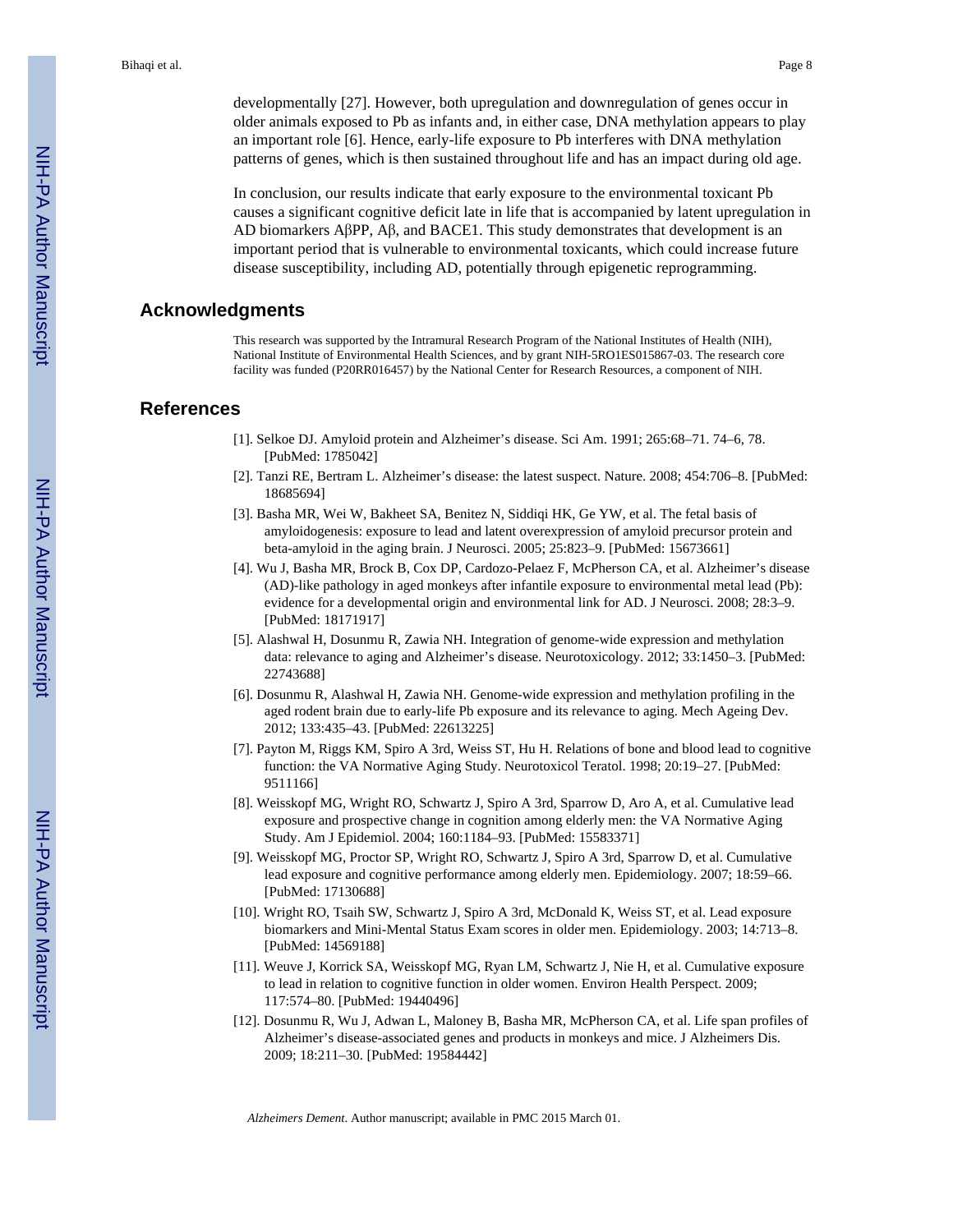developmentally [27]. However, both upregulation and downregulation of genes occur in older animals exposed to Pb as infants and, in either case, DNA methylation appears to play an important role [6]. Hence, early-life exposure to Pb interferes with DNA methylation patterns of genes, which is then sustained throughout life and has an impact during old age.

In conclusion, our results indicate that early exposure to the environmental toxicant Pb causes a significant cognitive deficit late in life that is accompanied by latent upregulation in AD biomarkers AβPP, Aβ, and BACE1. This study demonstrates that development is an important period that is vulnerable to environmental toxicants, which could increase future disease susceptibility, including AD, potentially through epigenetic reprogramming.

## Acknowledgments

This research was supported by the Intramural Research Program of the National Institutes of Health (NIH), National Institute of Environmental Health Sciences, and by grant NIH-5RO1ES015867-03. The research core facility was funded (P20RR016457) by the National Center for Research Resources, a component of NIH.

## References

[1]. Selkoe DJ. Amyloid protein and Alzheimer's disease. Sci Am. 1991; 265:68–71. 74–6, 78. [PubMed: 1785042]

[2]. Tanzi RE, Bertram L. Alzheimer's disease: the latest suspect. Nature. 2008; 454:706–8. [PubMed: 18685694]

[3]. Basha MR, Wei W, Bakheet SA, Benitez N, Siddiqi HK, Ge YW, et al. The fetal basis of amyloidogenesis: exposure to lead and latent overexpression of amyloid precursor protein and beta-amyloid in the aging brain. J Neurosci. 2005; 25:823–9. [PubMed: 15673661]

[4]. Wu J, Basha MR, Brock B, Cox DP, Cardozo-Pelaez F, McPherson CA, et al. Alzheimer's disease (AD)-like pathology in aged monkeys after infantile exposure to environmental metal lead (Pb): evidence for a developmental origin and environmental link for AD. J Neurosci. 2008; 28:3–9. [PubMed: 18171917]

[5]. Alashwal H, Dosunmu R, Zawia NH. Integration of genome-wide expression and methylation data: relevance to aging and Alzheimer's disease. Neurotoxicology. 2012; 33:1450–3. [PubMed: 22743688]

[6]. Dosunmu R, Alashwal H, Zawia NH. Genome-wide expression and methylation profiling in the aged rodent brain due to early-life Pb exposure and its relevance to aging. Mech Ageing Dev. 2012; 133:435–43. [PubMed: 22613225]

[7]. Payton M, Riggs KM, Spiro A 3rd, Weiss ST, Hu H. Relations of bone and blood lead to cognitive function: the VA Normative Aging Study. Neurotoxicol Teratol. 1998; 20:19–27. [PubMed: 9511166]

[8]. Weisskopf MG, Wright RO, Schwartz J, Spiro A 3rd, Sparrow D, Aro A, et al. Cumulative lead exposure and prospective change in cognition among elderly men: the VA Normative Aging Study. Am J Epidemiol. 2004; 160:1184–93. [PubMed: 15583371]

[9]. Weisskopf MG, Proctor SP, Wright RO, Schwartz J, Spiro A 3rd, Sparrow D, et al. Cumulative lead exposure and cognitive performance among elderly men. Epidemiology. 2007; 18:59–66. [PubMed: 17130688]

[10]. Wright RO, Tsaih SW, Schwartz J, Spiro A 3rd, McDonald K, Weiss ST, et al. Lead exposure biomarkers and Mini-Mental Status Exam scores in older men. Epidemiology. 2003; 14:713–8. [PubMed: 14569188]

[11]. Weuve J, Korrick SA, Weisskopf MG, Ryan LM, Schwartz J, Nie H, et al. Cumulative exposure to lead in relation to cognitive function in older women. Environ Health Perspect. 2009; 117:574–80. [PubMed: 19440496]

[12]. Dosunmu R, Wu J, Adwan L, Maloney B, Basha MR, McPherson CA, et al. Life span profiles of Alzheimer's disease-associated genes and products in monkeys and mice. J Alzheimers Dis. 2009; 18:211–30. [PubMed: 19584442]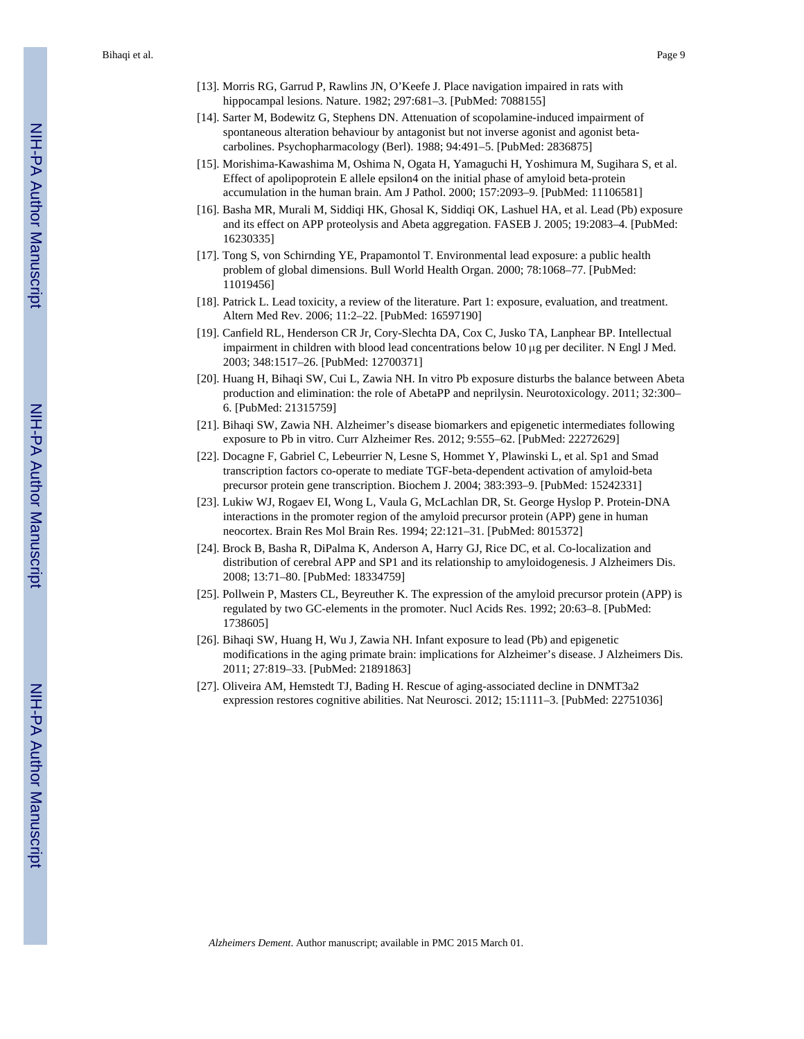[13]. Morris RG, Garrud P, Rawlins JN, O'Keefe J. Place navigation impaired in rats with hippocampal lesions. Nature. 1982; 297:681–3. [PubMed: 7088155]

[14]. Sarter M, Bodewitz G, Stephens DN. Attenuation of scopolamine-induced impairment of spontaneous alteration behaviour by antagonist but not inverse agonist and agonist beta-carbolines. Psychopharmacology (Berl). 1988; 94:491–5. [PubMed: 2836875]

[15]. Morishima-Kawashima M, Oshima N, Ogata H, Yamaguchi H, Yoshimura M, Sugihara S, et al. Effect of apolipoprotein E allele epsilon4 on the initial phase of amyloid beta-protein accumulation in the human brain. Am J Pathol. 2000; 157:2093–9. [PubMed: 11106581]

[16]. Basha MR, Murali M, Siddiqi HK, Ghosal K, Siddiqi OK, Lashuel HA, et al. Lead (Pb) exposure and its effect on APP proteolysis and Abeta aggregation. FASEB J. 2005; 19:2083–4. [PubMed: 16230335]

[17]. Tong S, von Schirnding YE, Prapamontol T. Environmental lead exposure: a public health problem of global dimensions. Bull World Health Organ. 2000; 78:1068–77. [PubMed: 11019456]

[18]. Patrick L. Lead toxicity, a review of the literature. Part 1: exposure, evaluation, and treatment. Altern Med Rev. 2006; 11:2–22. [PubMed: 16597190]

[19]. Canfield RL, Henderson CR Jr, Cory-Slechta DA, Cox C, Jusko TA, Lanphear BP. Intellectual impairment in children with blood lead concentrations below 10 μg per deciliter. N Engl J Med. 2003; 348:1517–26. [PubMed: 12700371]

[20]. Huang H, Bihaqi SW, Cui L, Zawia NH. In vitro Pb exposure disturbs the balance between Abeta production and elimination: the role of AbetaPP and neprilysin. Neurotoxicology. 2011; 32:300–6. [PubMed: 21315759]

[21]. Bihaqi SW, Zawia NH. Alzheimer's disease biomarkers and epigenetic intermediates following exposure to Pb in vitro. Curr Alzheimer Res. 2012; 9:555–62. [PubMed: 22272629]

[22]. Docagne F, Gabriel C, Lebeurrier N, Lesne S, Hommet Y, Plawinski L, et al. Sp1 and Smad transcription factors co-operate to mediate TGF-beta-dependent activation of amyloid-beta precursor protein gene transcription. Biochem J. 2004; 383:393–9. [PubMed: 15242331]

[23]. Lukiw WJ, Rogaev EI, Wong L, Vaula G, McLachlan DR, St. George Hyslop P. Protein-DNA interactions in the promoter region of the amyloid precursor protein (APP) gene in human neocortex. Brain Res Mol Brain Res. 1994; 22:121–31. [PubMed: 8015372]

[24]. Brock B, Basha R, DiPalma K, Anderson A, Harry GJ, Rice DC, et al. Co-localization and distribution of cerebral APP and SP1 and its relationship to amyloidogenesis. J Alzheimers Dis. 2008; 13:71–80. [PubMed: 18334759]

[25]. Pollwein P, Masters CL, Beyreuther K. The expression of the amyloid precursor protein (APP) is regulated by two GC-elements in the promoter. Nucl Acids Res. 1992; 20:63–8. [PubMed: 1738605]

[26]. Bihaqi SW, Huang H, Wu J, Zawia NH. Infant exposure to lead (Pb) and epigenetic modifications in the aging primate brain: implications for Alzheimer's disease. J Alzheimers Dis. 2011; 27:819–33. [PubMed: 21891863]

[27]. Oliveira AM, Hemstedt TJ, Bading H. Rescue of aging-associated decline in DNMT3a2 expression restores cognitive abilities. Nat Neurosci. 2012; 15:1111–3. [PubMed: 22751036]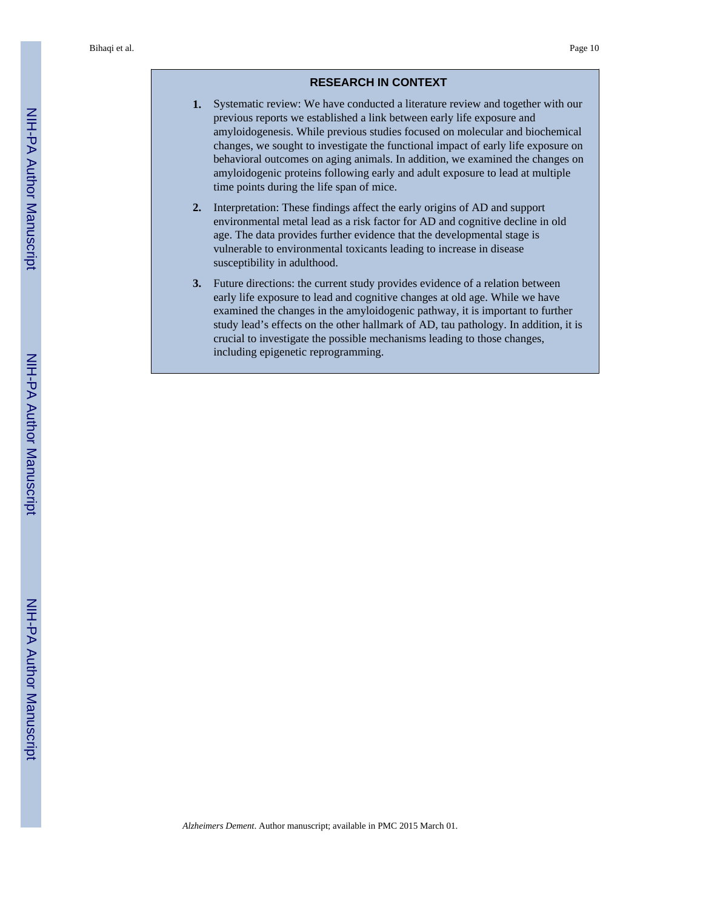## RESEARCH IN CONTEXT

1. Systematic review: We have conducted a literature review and together with our previous reports we established a link between early life exposure and amyloidogenesis. While previous studies focused on molecular and biochemical changes, we sought to investigate the functional impact of early life exposure on behavioral outcomes on aging animals. In addition, we examined the changes on amyloidogenic proteins following early and adult exposure to lead at multiple time points during the life span of mice.
2. Interpretation: These findings affect the early origins of AD and support environmental metal lead as a risk factor for AD and cognitive decline in old age. The data provides further evidence that the developmental stage is vulnerable to environmental toxicants leading to increase in disease susceptibility in adulthood.
3. Future directions: the current study provides evidence of a relation between early life exposure to lead and cognitive changes at old age. While we have examined the changes in the amyloidogenic pathway, it is important to further study lead's effects on the other hallmark of AD, tau pathology. In addition, it is crucial to investigate the possible mechanisms leading to those changes, including epigenetic reprogramming.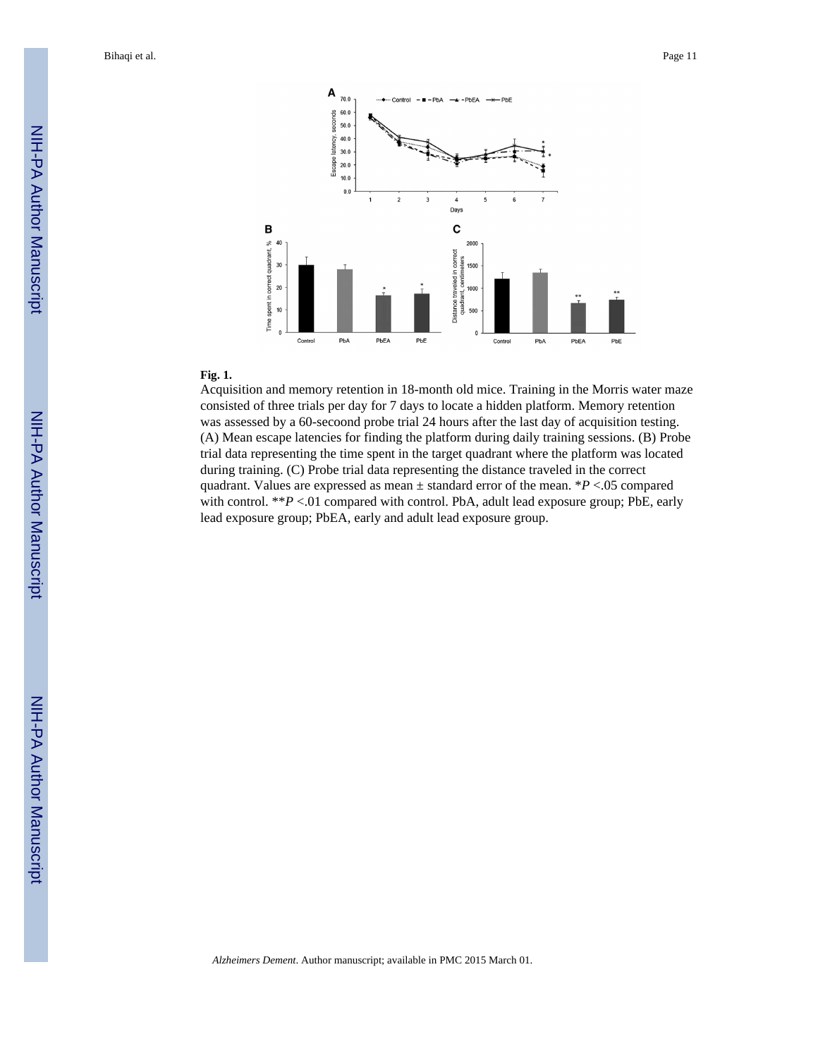**Fig. 1.**

Acquisition and memory retention in 18-month old mice. Training in the Morris water maze consisted of three trials per day for 7 days to locate a hidden platform. Memory retention was assessed by a 60-secoond probe trial 24 hours after the last day of acquisition testing. (A) Mean escape latencies for finding the platform during daily training sessions. (B) Probe trial data representing the time spent in the target quadrant where the platform was located during training. (C) Probe trial data representing the distance traveled in the correct quadrant. Values are expressed as mean ± standard error of the mean. *$P$ <.05 compared with control. **$P$ <.01 compared with control. PbA, adult lead exposure group; PbE, early lead exposure group; PbEA, early and adult lead exposure group.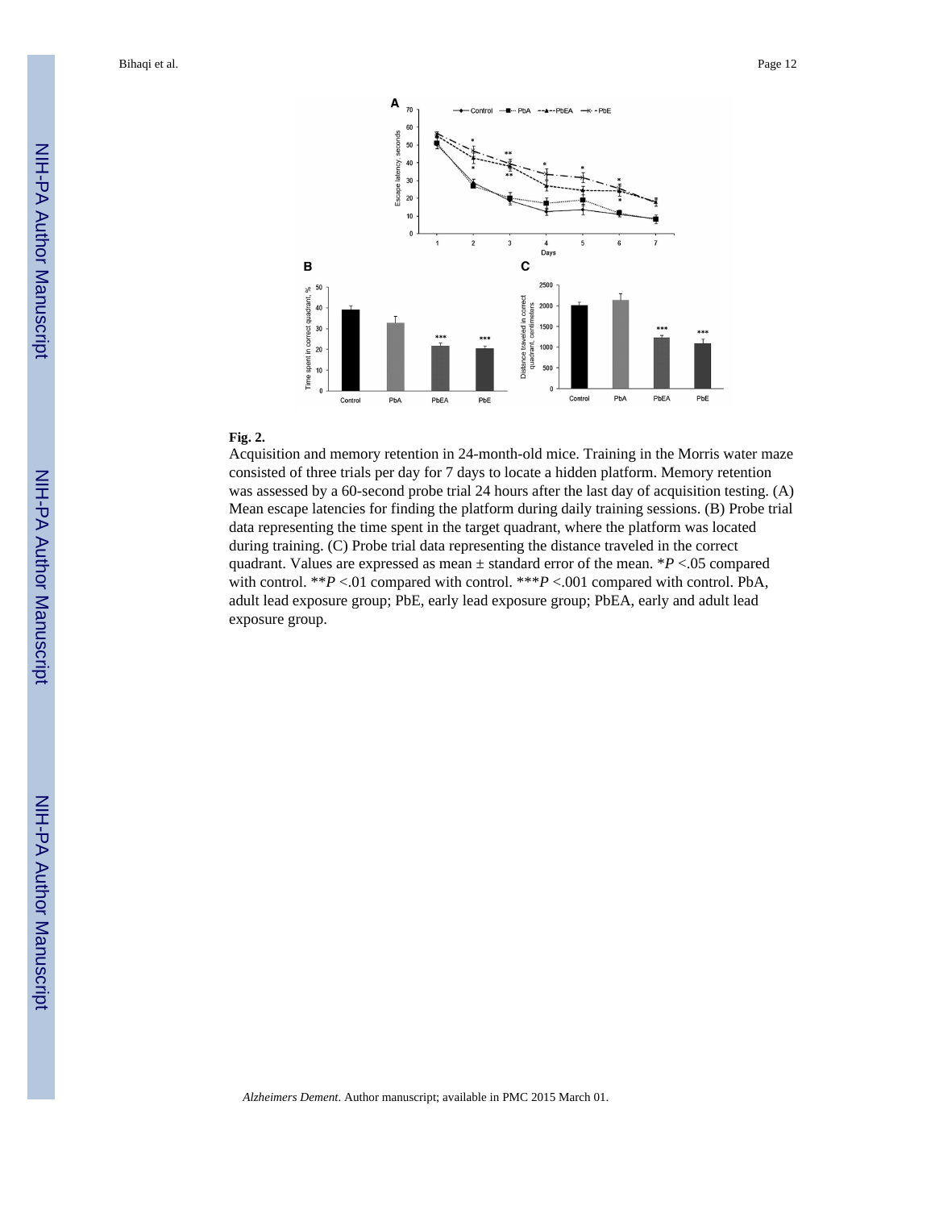**Fig. 2.**

Acquisition and memory retention in 24-month-old mice. Training in the Morris water maze consisted of three trials per day for 7 days to locate a hidden platform. Memory retention was assessed by a 60-second probe trial 24 hours after the last day of acquisition testing. (A) Mean escape latencies for finding the platform during daily training sessions. (B) Probe trial data representing the time spent in the target quadrant, where the platform was located during training. (C) Probe trial data representing the distance traveled in the correct quadrant. Values are expressed as mean ± standard error of the mean. *$P$ <.05 compared with control. **$P$ <.01 compared with control. ***$P$ <.001 compared with control. PbA, adult lead exposure group; PbE, early lead exposure group; PbEA, early and adult lead exposure group.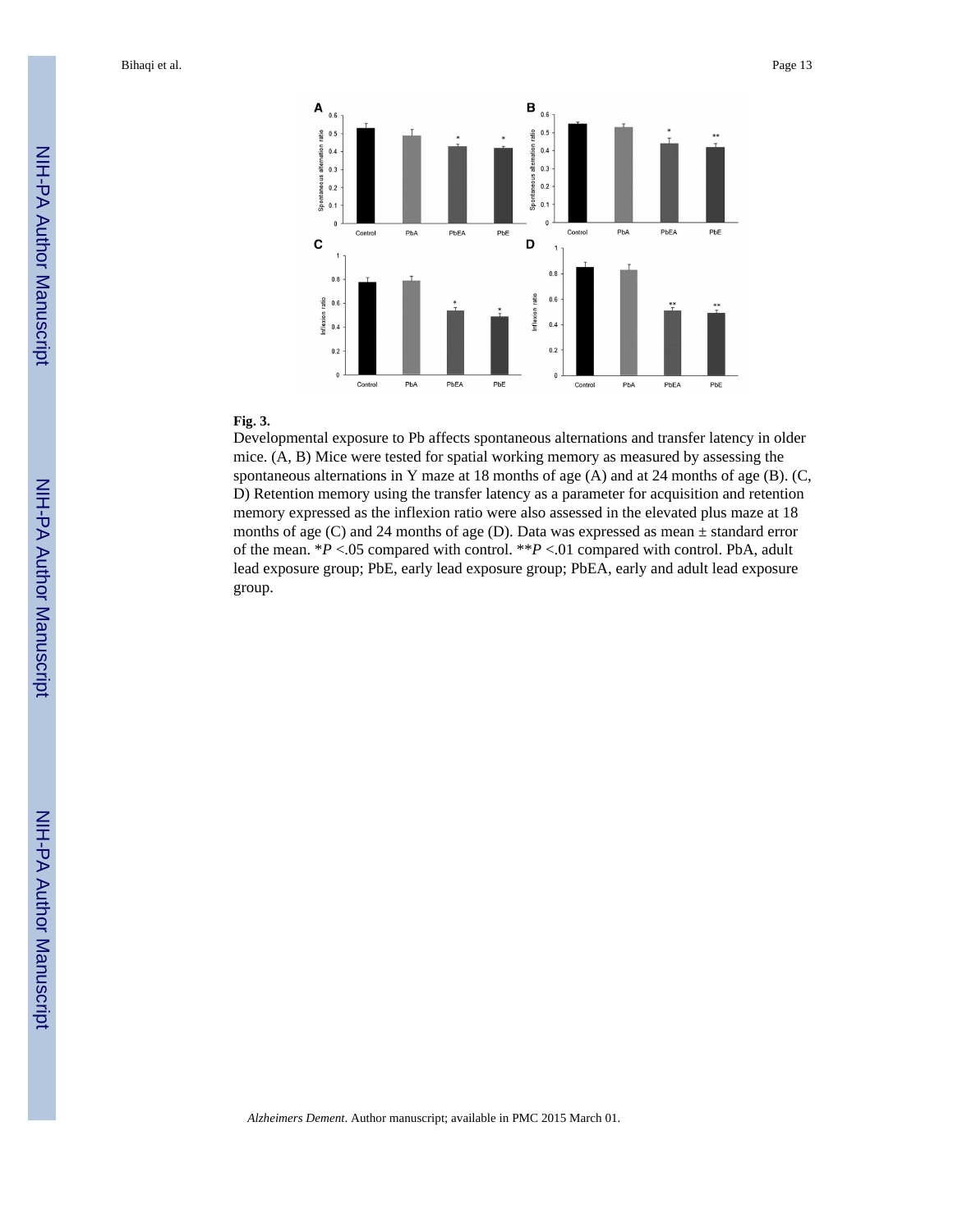**Fig. 3.**

Developmental exposure to Pb affects spontaneous alternations and transfer latency in older mice. (A, B) Mice were tested for spatial working memory as measured by assessing the spontaneous alternations in Y maze at 18 months of age (A) and at 24 months of age (B). (C, D) Retention memory using the transfer latency as a parameter for acquisition and retention memory expressed as the inflexion ratio were also assessed in the elevated plus maze at 18 months of age (C) and 24 months of age (D). Data was expressed as mean ± standard error of the mean. *$P$ <.05 compared with control. **$P$ <.01 compared with control. PbA, adult lead exposure group; PbE, early lead exposure group; PbEA, early and adult lead exposure group.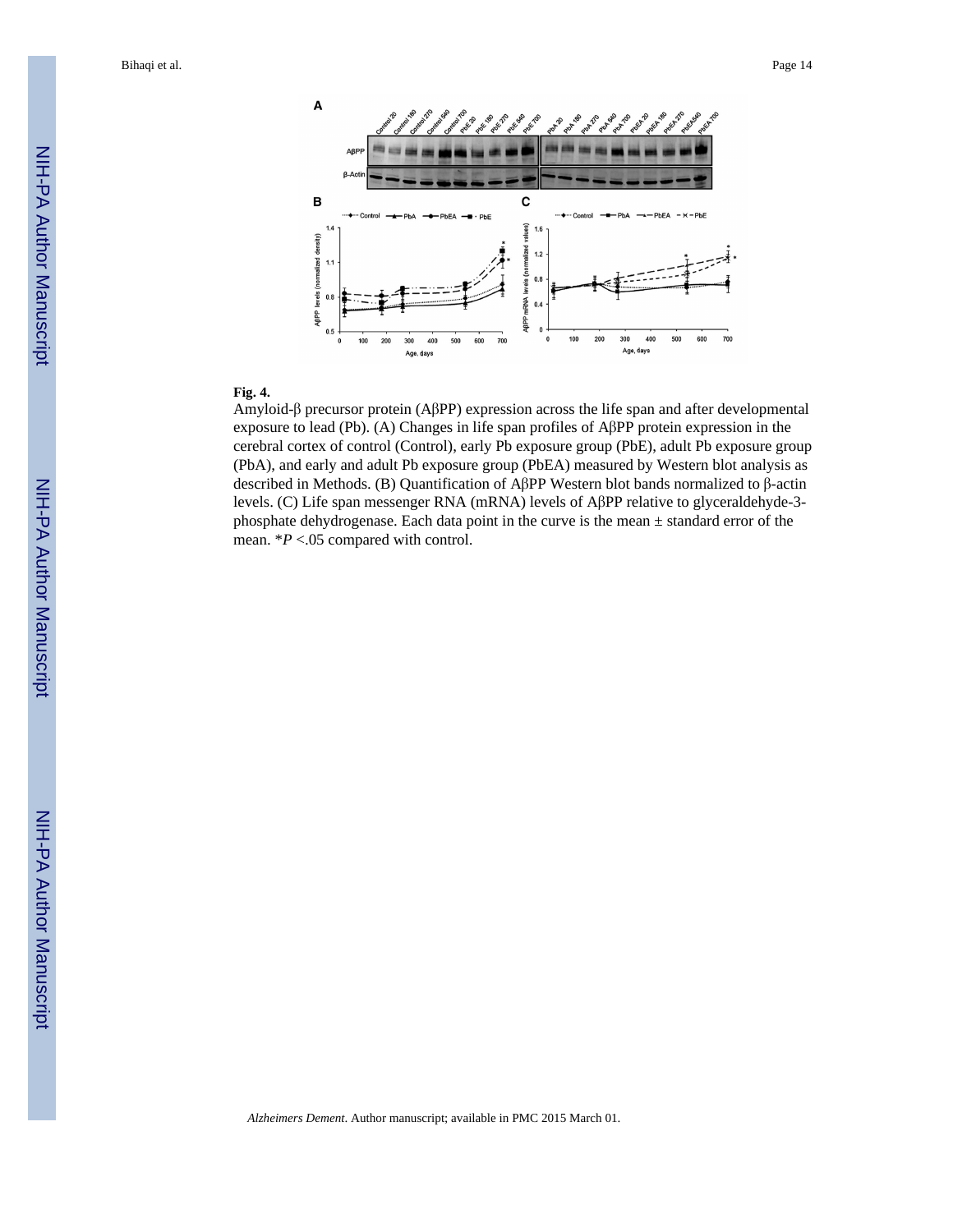**Fig. 4.**

Amyloid-β precursor protein (AβPP) expression across the life span and after developmental exposure to lead (Pb). (A) Changes in life span profiles of AβPP protein expression in the cerebral cortex of control (Control), early Pb exposure group (PbE), adult Pb exposure group (PbA), and early and adult Pb exposure group (PbEA) measured by Western blot analysis as described in Methods. (B) Quantification of AβPP Western blot bands normalized to β-actin levels. (C) Life span messenger RNA (mRNA) levels of AβPP relative to glyceraldehyde-3-phosphate dehydrogenase. Each data point in the curve is the mean ± standard error of the mean. \**P* <.05 compared with control.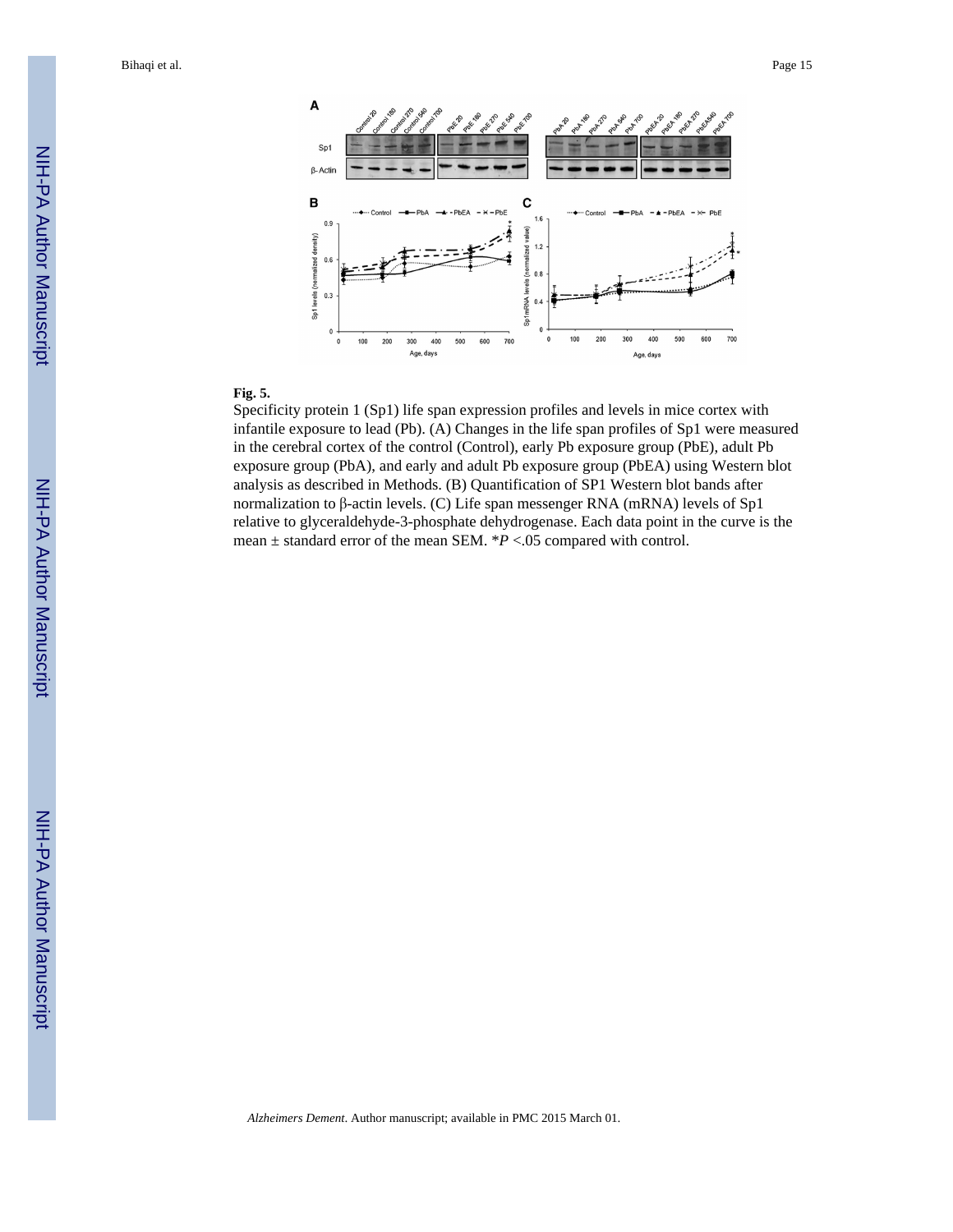**Fig. 5.**

Specificity protein 1 (Sp1) life span expression profiles and levels in mice cortex with infantile exposure to lead (Pb). (A) Changes in the life span profiles of Sp1 were measured in the cerebral cortex of the control (Control), early Pb exposure group (PbE), adult Pb exposure group (PbA), and early and adult Pb exposure group (PbEA) using Western blot analysis as described in Methods. (B) Quantification of SP1 Western blot bands after normalization to β-actin levels. (C) Life span messenger RNA (mRNA) levels of Sp1 relative to glyceraldehyde-3-phosphate dehydrogenase. Each data point in the curve is the mean ± standard error of the mean SEM. $^*P$ <.05 compared with control.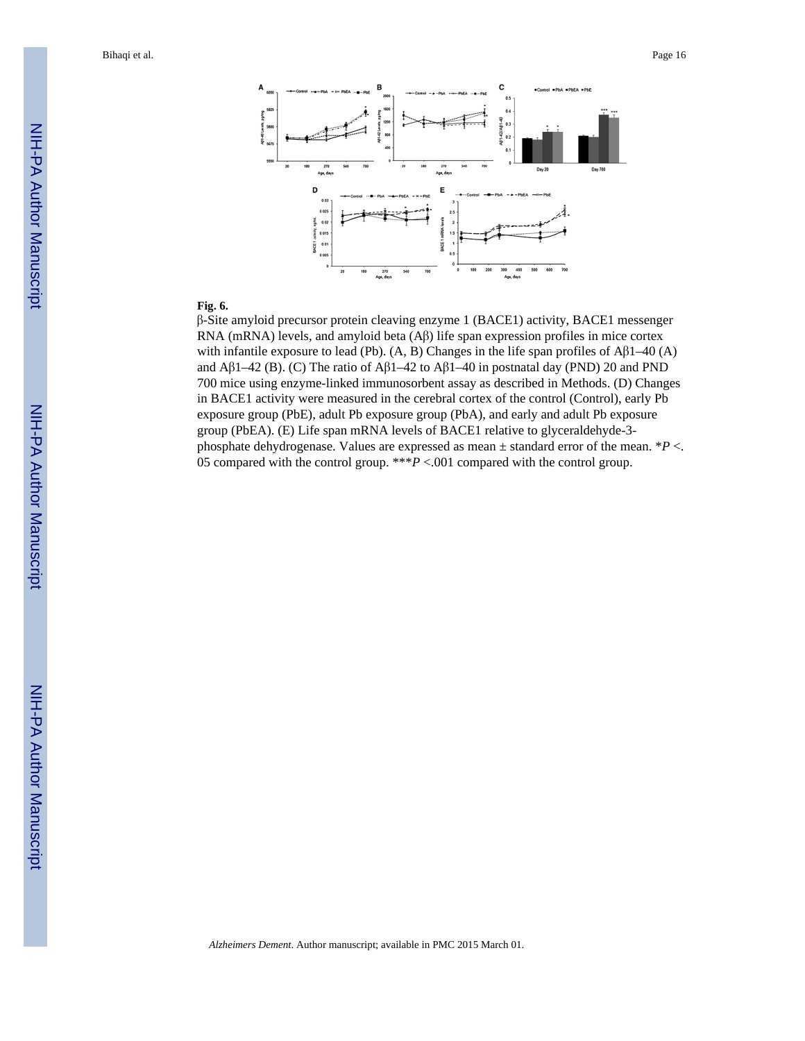A

Control PbA PbEA PbE

6050

5925

5800

5675

5550

Aβ1-40 Levels, pg/mg

20 180 270 540 700

Age, days

B

Control PbA PbEA PbE

2000

1600

1200

800

400

0

Aβ1-42 Levels, pg/mg

20 180 270 540 700

Age, days

C

Control PbA PbEA PbE

0.5

0.4

0.3

0.2

0.1

0

Aβ1-42/Aβ1-40

Day 20 Day 700

D

Control PbA PbEA PbE

0.03

0.025

0.02

0.015

0.01

0.005

0

BACE 1 activity, ng/mL

20 180 270 540 700

Age, days

E

Control PbA PbEA PbE

3

2.5

2

1.5

1

0.5

0

BACE 1 mRNA levels

0 100 200 300 400 500 600 700

Age, days

**Fig. 6.**

β-Site amyloid precursor protein cleaving enzyme 1 (BACE1) activity, BACE1 messenger RNA (mRNA) levels, and amyloid beta (Aβ) life span expression profiles in mice cortex with infantile exposure to lead (Pb). (A, B) Changes in the life span profiles of Aβ1–40 (A) and Aβ1–42 (B). (C) The ratio of Aβ1–42 to Aβ1–40 in postnatal day (PND) 20 and PND 700 mice using enzyme-linked immunosorbent assay as described in Methods. (D) Changes in BACE1 activity were measured in the cerebral cortex of the control (Control), early Pb exposure group (PbE), adult Pb exposure group (PbA), and early and adult Pb exposure group (PbEA). (E) Life span mRNA levels of BACE1 relative to glyceraldehyde-3-phosphate dehydrogenase. Values are expressed as mean ± standard error of the mean. \**P* <. 05 compared with the control group. \*\*\**P* <.001 compared with the control group.